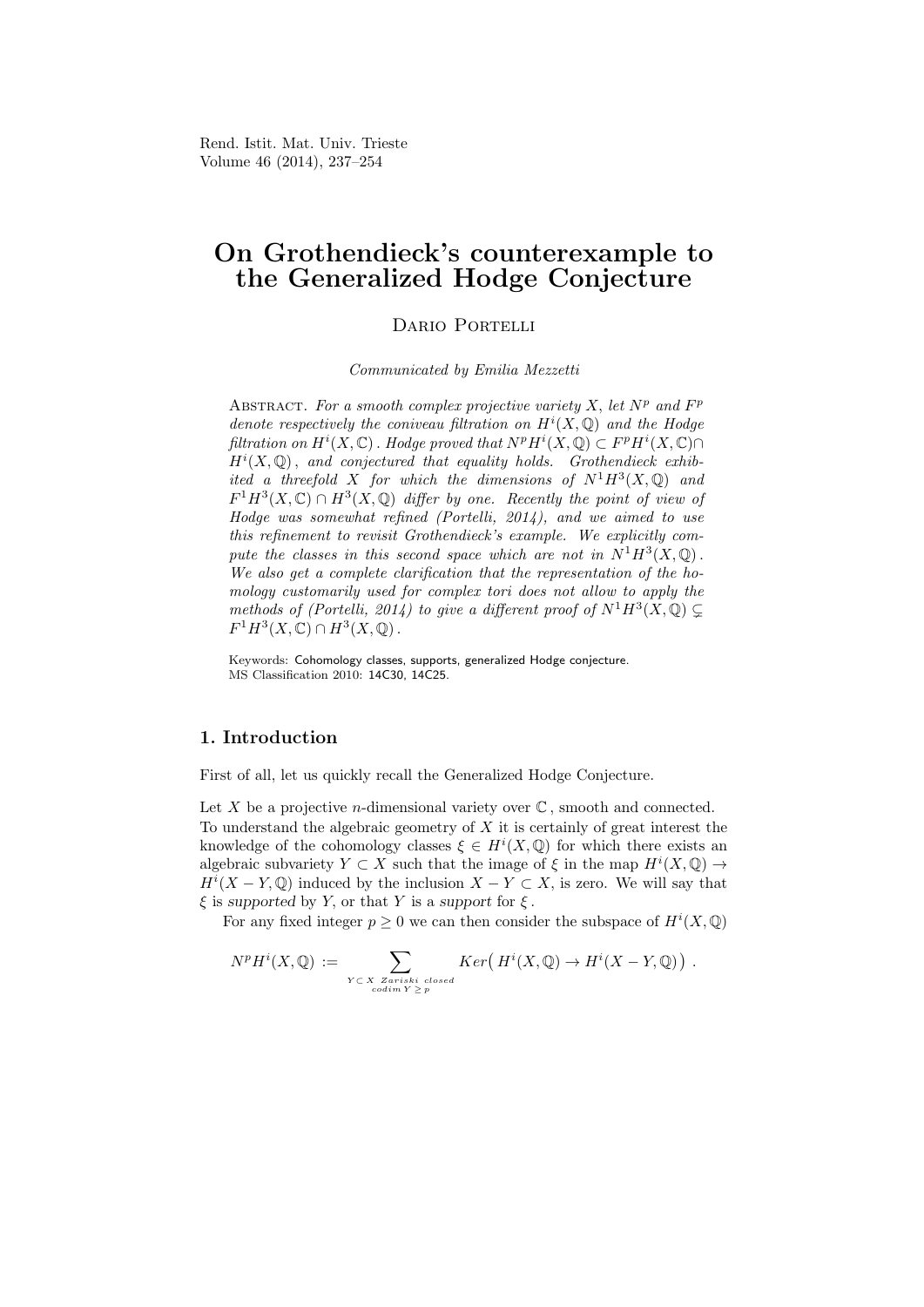Rend. Istit. Mat. Univ. Trieste
Volume 46 (2014), 237–254

# On Grothendieck's counterexample to the Generalized Hodge Conjecture

Dario Portelli

*Communicated by Emilia Mezzetti*

Abstract. *For a smooth complex projective variety $X$, let $N^p$ and $F^p$ denote respectively the coniveau filtration on $H^i(X,\mathbb{Q})$ and the Hodge filtration on $H^i(X,\mathbb{C})$. Hodge proved that $N^pH^i(X,\mathbb{Q}) \subset F^pH^i(X,\mathbb{C}) \cap H^i(X,\mathbb{Q})$, and conjectured that equality holds. Grothendieck exhibited a threefold $X$ for which the dimensions of $N^1H^3(X,\mathbb{Q})$ and $F^1H^3(X,\mathbb{C}) \cap H^3(X,\mathbb{Q})$ differ by one. Recently the point of view of Hodge was somewhat refined (Portelli, 2014), and we aimed to use this refinement to revisit Grothendieck's example. We explicitly compute the classes in this second space which are not in $N^1H^3(X,\mathbb{Q})$. We also get a complete clarification that the representation of the homology customarily used for complex tori does not allow to apply the methods of (Portelli, 2014) to give a different proof of $N^1H^3(X,\mathbb{Q}) \subsetneq F^1H^3(X,\mathbb{C}) \cap H^3(X,\mathbb{Q})$.*

Keywords: Cohomology classes, supports, generalized Hodge conjecture.
MS Classification 2010: 14C30, 14C25.

## 1. Introduction

First of all, let us quickly recall the Generalized Hodge Conjecture.

Let $X$ be a projective $n$-dimensional variety over $\mathbb{C}$, smooth and connected. To understand the algebraic geometry of $X$ it is certainly of great interest the knowledge of the cohomology classes $\xi \in H^i(X,\mathbb{Q})$ for which there exists an algebraic subvariety $Y \subset X$ such that the image of $\xi$ in the map $H^i(X,\mathbb{Q}) \to H^i(X - Y,\mathbb{Q})$ induced by the inclusion $X - Y \subset X$, is zero. We will say that $\xi$ is *supported* by $Y$, or that $Y$ is a *support* for $\xi$.

For any fixed integer $p \geq 0$ we can then consider the subspace of $H^i(X,\mathbb{Q})$

$$N^pH^i(X,\mathbb{Q}) := \sum_{\substack{Y \subset X \ \text{Zariski closed} \\ \text{codim}\, Y \geq p}} Ker\big(\, H^i(X,\mathbb{Q}) \to H^i(X-Y,\mathbb{Q})\big)\ .$$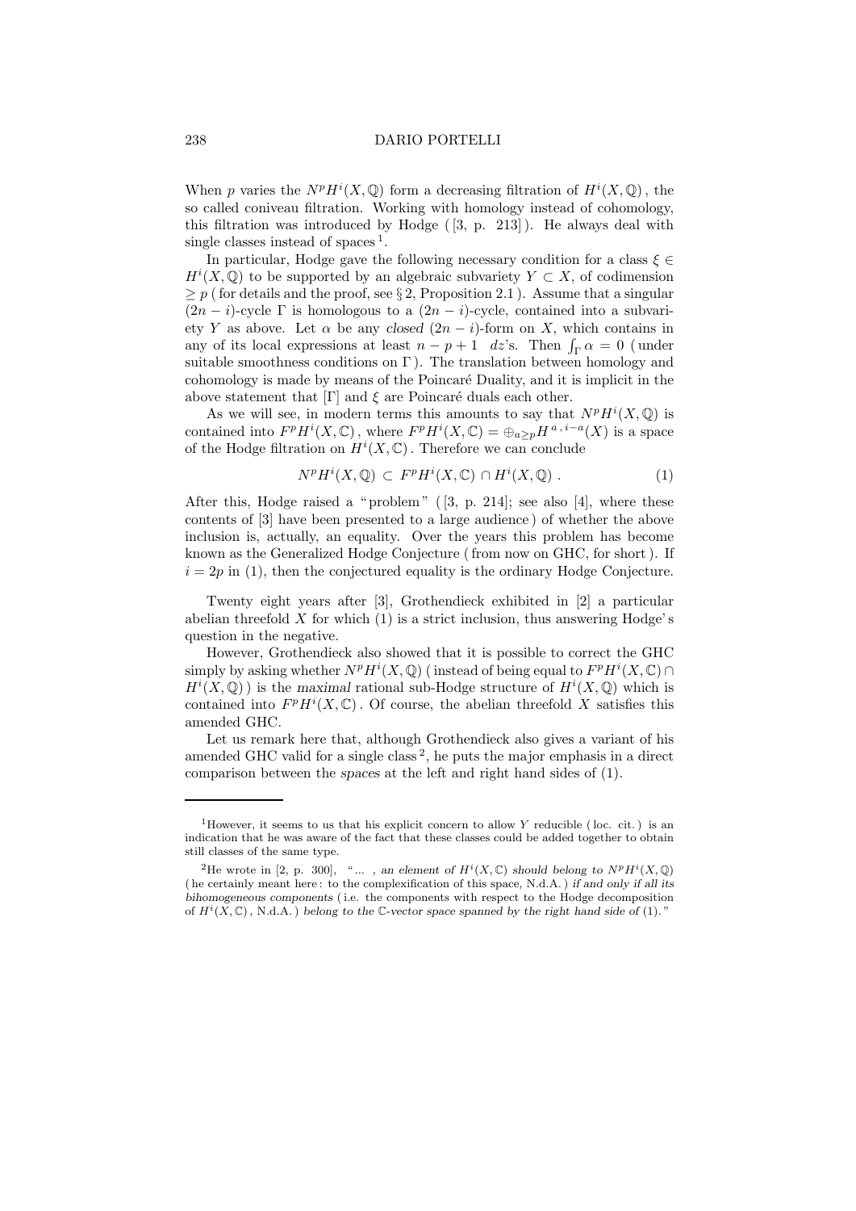When $p$ varies the $N^pH^i(X,\mathbb{Q})$ form a decreasing filtration of $H^i(X,\mathbb{Q})$, the so called coniveau filtration. Working with homology instead of cohomology, this filtration was introduced by Hodge ( [3, p. 213] ). He always deal with single classes instead of spaces [1].

In particular, Hodge gave the following necessary condition for a class $\xi \in H^i(X,\mathbb{Q})$ to be supported by an algebraic subvariety $Y \subset X$, of codimension $\geq p$ ( for details and the proof, see § 2, Proposition 2.1 ). Assume that a singular $(2n-i)$-cycle $\Gamma$ is homologous to a $(2n-i)$-cycle, contained into a subvariety $Y$ as above. Let $\alpha$ be any *closed* $(2n-i)$-form on $X$, which contains in any of its local expressions at least $n-p+1$ $dz$'s. Then $\int_\Gamma \alpha = 0$ ( under suitable smoothness conditions on $\Gamma$ ). The translation between homology and cohomology is made by means of the Poincaré Duality, and it is implicit in the above statement that $[\Gamma]$ and $\xi$ are Poincaré duals each other.

As we will see, in modern terms this amounts to say that $N^pH^i(X,\mathbb{Q})$ is contained into $F^pH^i(X,\mathbb{C})$, where $F^pH^i(X,\mathbb{C}) = \oplus_{a\geq p} H^{a\,,\,i-a}(X)$ is a space of the Hodge filtration on $H^i(X,\mathbb{C})$. Therefore we can conclude

$$N^pH^i(X,\mathbb{Q}) \subset F^pH^i(X,\mathbb{C}) \cap H^i(X,\mathbb{Q}) \,. \tag{1}$$

After this, Hodge raised a "problem" ( [3, p. 214]; see also [4], where these contents of [3] have been presented to a large audience ) of whether the above inclusion is, actually, an equality. Over the years this problem has become known as the Generalized Hodge Conjecture ( from now on GHC, for short ). If $i = 2p$ in (1), then the conjectured equality is the ordinary Hodge Conjecture.

Twenty eight years after [3], Grothendieck exhibited in [2] a particular abelian threefold $X$ for which (1) is a strict inclusion, thus answering Hodge's question in the negative.

However, Grothendieck also showed that it is possible to correct the GHC simply by asking whether $N^pH^i(X,\mathbb{Q})$ ( instead of being equal to $F^pH^i(X,\mathbb{C}) \cap H^i(X,\mathbb{Q})$ ) is the *maximal* rational sub-Hodge structure of $H^i(X,\mathbb{Q})$ which is contained into $F^pH^i(X,\mathbb{C})$. Of course, the abelian threefold $X$ satisfies this amended GHC.

Let us remark here that, although Grothendieck also gives a variant of his amended GHC valid for a single class [2], he puts the major emphasis in a direct comparison between the *spaces* at the left and right hand sides of (1).

---

[1] However, it seems to us that his explicit concern to allow $Y$ reducible ( loc. cit. ) is an indication that he was aware of the fact that these classes could be added together to obtain still classes of the same type.

[2] He wrote in [2, p. 300], "... , *an element of* $H^i(X,\mathbb{C})$ *should belong to* $N^pH^i(X,\mathbb{Q})$ ( he certainly meant here : to the complexification of this space, N.d.A. ) *if and only if all its bihomogeneous components* ( i.e. the components with respect to the Hodge decomposition of $H^i(X,\mathbb{C})$, N.d.A. ) *belong to the* $\mathbb{C}$*-vector space spanned by the right hand side of* (1)."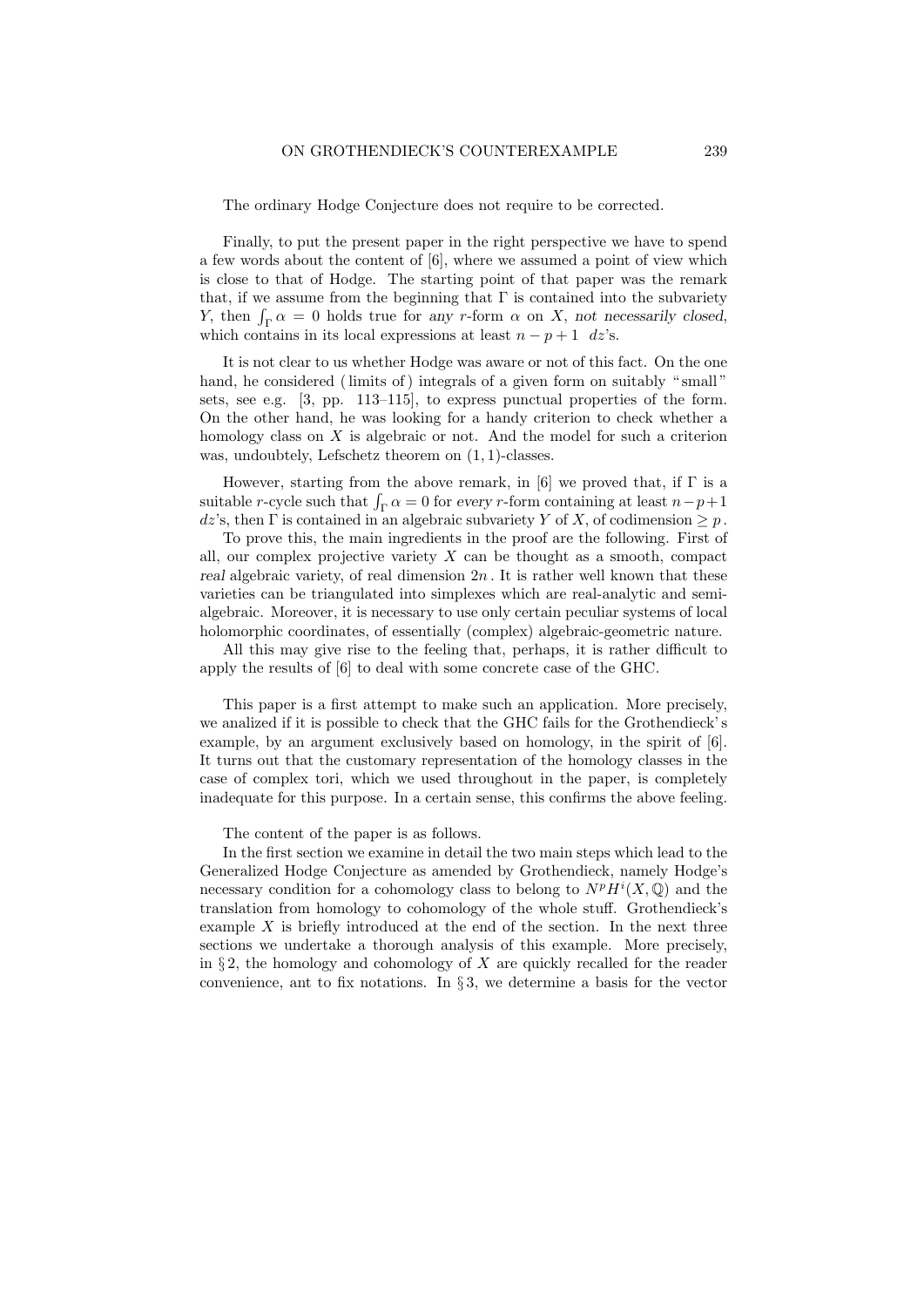The ordinary Hodge Conjecture does not require to be corrected.

Finally, to put the present paper in the right perspective we have to spend a few words about the content of [6], where we assumed a point of view which is close to that of Hodge. The starting point of that paper was the remark that, if we assume from the beginning that $\Gamma$ is contained into the subvariety $Y$, then $\int_\Gamma \alpha = 0$ holds true for *any* $r$-form $\alpha$ on $X$, *not necessarily closed*, which contains in its local expressions at least $n - p + 1$ $dz$'s.

It is not clear to us whether Hodge was aware or not of this fact. On the one hand, he considered (limits of) integrals of a given form on suitably "small" sets, see e.g. [3, pp. 113–115], to express punctual properties of the form. On the other hand, he was looking for a handy criterion to check whether a homology class on $X$ is algebraic or not. And the model for such a criterion was, undoubtely, Lefschetz theorem on $(1, 1)$-classes.

However, starting from the above remark, in [6] we proved that, if $\Gamma$ is a suitable $r$-cycle such that $\int_\Gamma \alpha = 0$ for *every* $r$-form containing at least $n-p+1$ $dz$'s, then $\Gamma$ is contained in an algebraic subvariety $Y$ of $X$, of codimension $\geq p$.

To prove this, the main ingredients in the proof are the following. First of all, our complex projective variety $X$ can be thought as a smooth, compact *real* algebraic variety, of real dimension $2n$. It is rather well known that these varieties can be triangulated into simplexes which are real-analytic and semi-algebraic. Moreover, it is necessary to use only certain peculiar systems of local holomorphic coordinates, of essentially (complex) algebraic-geometric nature.

All this may give rise to the feeling that, perhaps, it is rather difficult to apply the results of [6] to deal with some concrete case of the GHC.

This paper is a first attempt to make such an application. More precisely, we analized if it is possible to check that the GHC fails for the Grothendieck's example, by an argument exclusively based on homology, in the spirit of [6]. It turns out that the customary representation of the homology classes in the case of complex tori, which we used throughout in the paper, is completely inadequate for this purpose. In a certain sense, this confirms the above feeling.

The content of the paper is as follows.

In the first section we examine in detail the two main steps which lead to the Generalized Hodge Conjecture as amended by Grothendieck, namely Hodge's necessary condition for a cohomology class to belong to $N^pH^i(X, \mathbb{Q})$ and the translation from homology to cohomology of the whole stuff. Grothendieck's example $X$ is briefly introduced at the end of the section. In the next three sections we undertake a thorough analysis of this example. More precisely, in § 2, the homology and cohomology of $X$ are quickly recalled for the reader convenience, ant to fix notations. In § 3, we determine a basis for the vector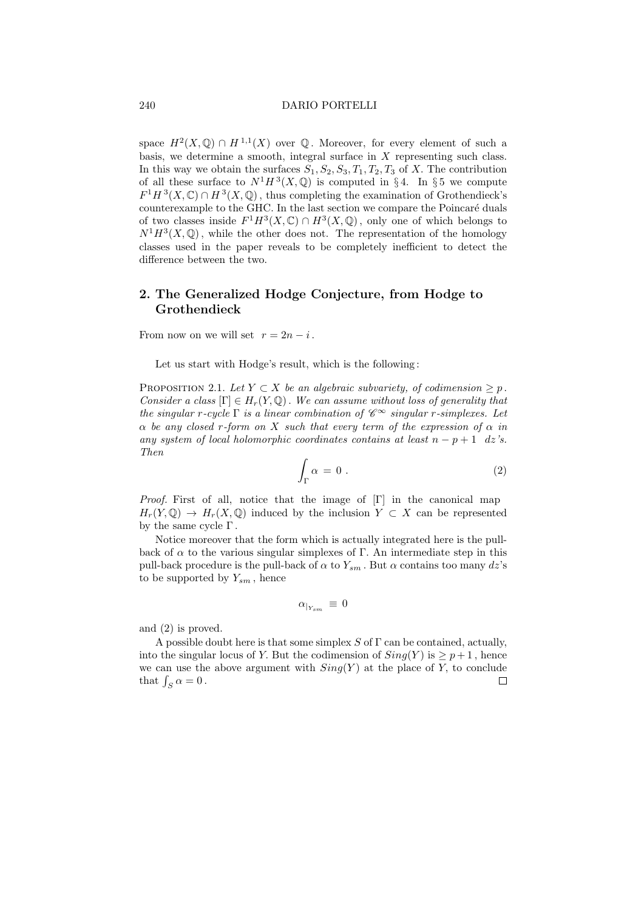space $H^2(X, \mathbb{Q}) \cap H^{1,1}(X)$ over $\mathbb{Q}$. Moreover, for every element of such a basis, we determine a smooth, integral surface in $X$ representing such class. In this way we obtain the surfaces $S_1, S_2, S_3, T_1, T_2, T_3$ of $X$. The contribution of all these surface to $N^1H^3(X, \mathbb{Q})$ is computed in § 4. In § 5 we compute $F^1H^3(X, \mathbb{C}) \cap H^3(X, \mathbb{Q})$, thus completing the examination of Grothendieck's counterexample to the GHC. In the last section we compare the Poincaré duals of two classes inside $F^1H^3(X, \mathbb{C}) \cap H^3(X, \mathbb{Q})$, only one of which belongs to $N^1H^3(X, \mathbb{Q})$, while the other does not. The representation of the homology classes used in the paper reveals to be completely inefficient to detect the difference between the two.

## 2. The Generalized Hodge Conjecture, from Hodge to Grothendieck

From now on we will set $r = 2n - i$.

Let us start with Hodge's result, which is the following:

Proposition 2.1. *Let $Y \subset X$ be an algebraic subvariety, of codimension $\geq p$. Consider a class $[\Gamma] \in H_r(Y, \mathbb{Q})$. We can assume without loss of generality that the singular $r$-cycle $\Gamma$ is a linear combination of $\mathscr{C}^\infty$ singular $r$-simplexes. Let $\alpha$ be any closed $r$-form on $X$ such that every term of the expression of $\alpha$ in any system of local holomorphic coordinates contains at least $n - p + 1$ $dz$'s. Then*

$$\int_\Gamma \alpha = 0 . \tag{2}$$

*Proof.* First of all, notice that the image of $[\Gamma]$ in the canonical map $H_r(Y, \mathbb{Q}) \to H_r(X, \mathbb{Q})$ induced by the inclusion $Y \subset X$ can be represented by the same cycle $\Gamma$.

Notice moreover that the form which is actually integrated here is the pull-back of $\alpha$ to the various singular simplexes of $\Gamma$. An intermediate step in this pull-back procedure is the pull-back of $\alpha$ to $Y_{sm}$. But $\alpha$ contains too many $dz$'s to be supported by $Y_{sm}$, hence

$$\alpha_{|_{Y_{sm}}} \equiv 0$$

and (2) is proved.

A possible doubt here is that some simplex $S$ of $\Gamma$ can be contained, actually, into the singular locus of $Y$. But the codimension of $Sing(Y)$ is $\geq p + 1$, hence we can use the above argument with $Sing(Y)$ at the place of $Y$, to conclude that $\int_S \alpha = 0$. $\square$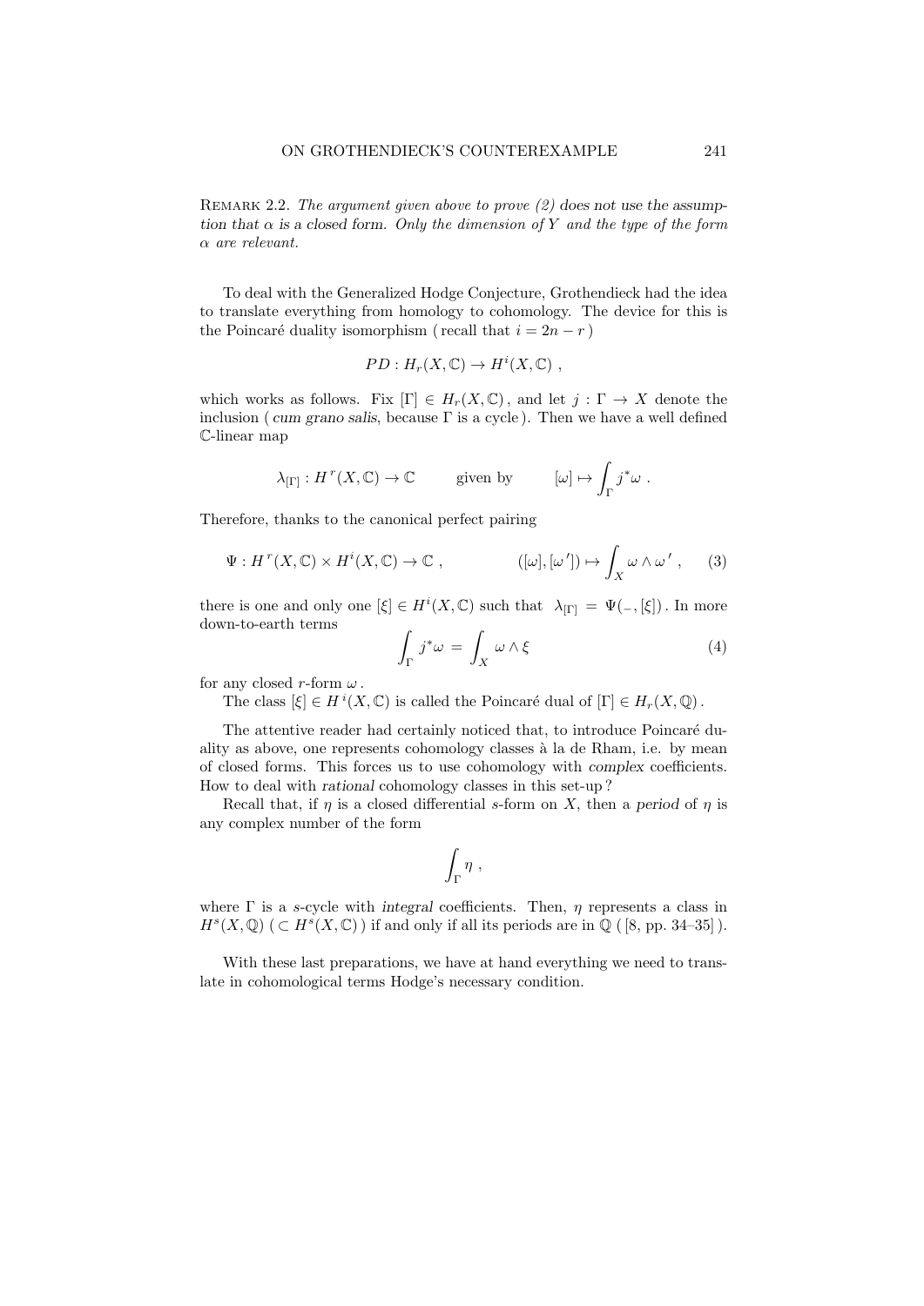Remark 2.2. *The argument given above to prove (2) does not use the assumption that $\alpha$ is a closed form. Only the dimension of $Y$ and the type of the form $\alpha$ are relevant.*

To deal with the Generalized Hodge Conjecture, Grothendieck had the idea to translate everything from homology to cohomology. The device for this is the Poincaré duality isomorphism ( recall that $i = 2n - r$ )

$$PD : H_r(X, \mathbb{C}) \to H^i(X, \mathbb{C}) \ ,$$

which works as follows. Fix $[\Gamma] \in H_r(X, \mathbb{C})$, and let $j : \Gamma \to X$ denote the inclusion ( *cum grano salis*, because $\Gamma$ is a cycle ). Then we have a well defined $\mathbb{C}$-linear map

$$\lambda_{[\Gamma]} : H^r(X, \mathbb{C}) \to \mathbb{C} \qquad \text{given by} \qquad [\omega] \mapsto \int_\Gamma j^* \omega \ .$$

Therefore, thanks to the canonical perfect pairing

$$\Psi : H^r(X, \mathbb{C}) \times H^i(X, \mathbb{C}) \to \mathbb{C} \ , \qquad ([\omega], [\omega']) \mapsto \int_X \omega \wedge \omega' \ , \tag{3}$$

there is one and only one $[\xi] \in H^i(X, \mathbb{C})$ such that $\lambda_{[\Gamma]} = \Psi(\_, [\xi])$. In more down-to-earth terms

$$\int_\Gamma j^* \omega = \int_X \omega \wedge \xi \tag{4}$$

for any closed $r$-form $\omega$.

The class $[\xi] \in H^i(X, \mathbb{C})$ is called the Poincaré dual of $[\Gamma] \in H_r(X, \mathbb{Q})$.

The attentive reader had certainly noticed that, to introduce Poincaré duality as above, one represents cohomology classes à la de Rham, i.e. by mean of closed forms. This forces us to use cohomology with *complex* coefficients. How to deal with *rational* cohomology classes in this set-up?

Recall that, if $\eta$ is a closed differential $s$-form on $X$, then a *period* of $\eta$ is any complex number of the form

$$\int_\Gamma \eta \ ,$$

where $\Gamma$ is a $s$-cycle with *integral* coefficients. Then, $\eta$ represents a class in $H^s(X, \mathbb{Q})$ ( $\subset H^s(X, \mathbb{C})$ ) if and only if all its periods are in $\mathbb{Q}$ ( [8, pp. 34–35] ).

With these last preparations, we have at hand everything we need to translate in cohomological terms Hodge's necessary condition.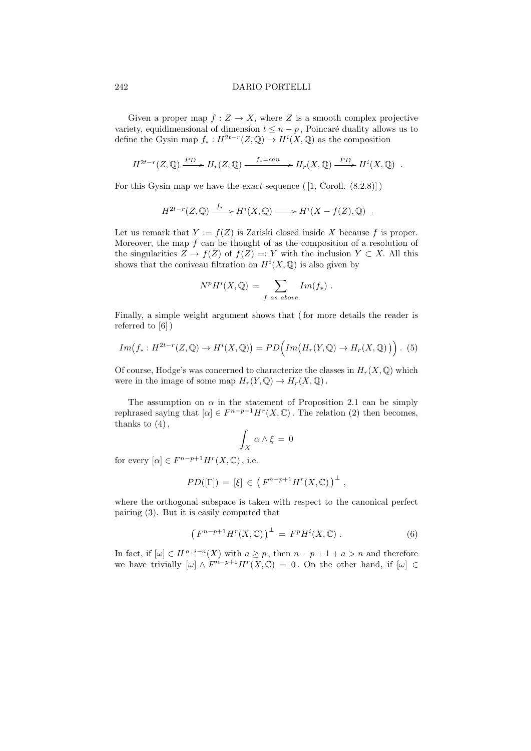Given a proper map $f : Z \to X$, where $Z$ is a smooth complex projective variety, equidimensional of dimension $t \leq n-p$, Poincaré duality allows us to define the Gysin map $f_* : H^{2t-r}(Z,\mathbb{Q}) \to H^i(X,\mathbb{Q})$ as the composition

$$H^{2t-r}(Z,\mathbb{Q}) \xrightarrow{PD} H_r(Z,\mathbb{Q}) \xrightarrow{f_*=can.} H_r(X,\mathbb{Q}) \xrightarrow{PD} H^i(X,\mathbb{Q}) \ .$$

For this Gysin map we have the *exact* sequence ( [1, Coroll. (8.2.8)] )

$$H^{2t-r}(Z,\mathbb{Q}) \xrightarrow{f_*} H^i(X,\mathbb{Q}) \longrightarrow H^i(X - f(Z),\mathbb{Q}) \ .$$

Let us remark that $Y := f(Z)$ is Zariski closed inside $X$ because $f$ is proper. Moreover, the map $f$ can be thought of as the composition of a resolution of the singularities $Z \to f(Z)$ of $f(Z) =: Y$ with the inclusion $Y \subset X$. All this shows that the coniveau filtration on $H^i(X,\mathbb{Q})$ is also given by

$$N^pH^i(X,\mathbb{Q}) \,=\, \sum_{f \ as \ above} Im(f_*) \ .$$

Finally, a simple weight argument shows that ( for more details the reader is referred to [6] )

$$Im\big(f_* : H^{2t-r}(Z,\mathbb{Q}) \to H^i(X,\mathbb{Q})\big) = PD\Big(Im\big(H_r(Y,\mathbb{Q}) \to H_r(X,\mathbb{Q})\big)\Big) \ . \quad (5)$$

Of course, Hodge's was concerned to characterize the classes in $H_r(X,\mathbb{Q})$ which were in the image of some map $H_r(Y,\mathbb{Q}) \to H_r(X,\mathbb{Q})$.

The assumption on $\alpha$ in the statement of Proposition 2.1 can be simply rephrased saying that $[\alpha] \in F^{n-p+1}H^r(X,\mathbb{C})$. The relation (2) then becomes, thanks to (4),

$$\int_X \alpha \wedge \xi \,=\, 0$$

for every $[\alpha] \in F^{n-p+1}H^r(X,\mathbb{C})$, i.e.

$$PD([\Gamma]) \,=\, [\xi] \,\in\, \big(F^{n-p+1}H^r(X,\mathbb{C})\big)^{\perp} \ ,$$

where the orthogonal subspace is taken with respect to the canonical perfect pairing (3). But it is easily computed that

$$\big(F^{n-p+1}H^r(X,\mathbb{C})\big)^{\perp} \,=\, F^pH^i(X,\mathbb{C}) \ . \quad (6)$$

In fact, if $[\omega] \in H^{a\,,\,i-a}(X)$ with $a \geq p$, then $n-p+1+a > n$ and therefore we have trivially $[\omega] \wedge F^{n-p+1}H^r(X,\mathbb{C}) \,=\, 0$. On the other hand, if $[\omega] \in$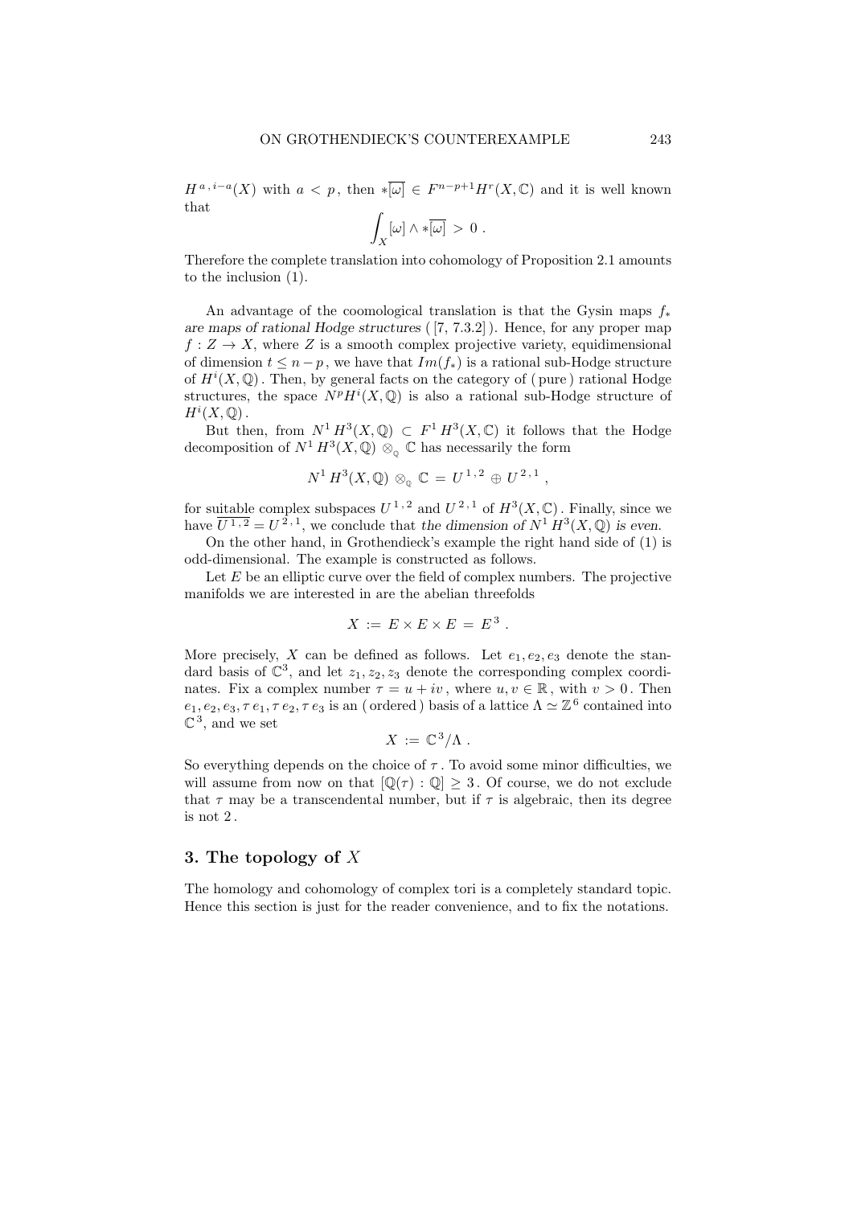$H^{a,i-a}(X)$ with $a < p$, then $*\overline{[\omega]} \in F^{n-p+1}H^r(X,\mathbb{C})$ and it is well known that

$$\int_X [\omega] \wedge *\overline{[\omega]} \, > \, 0 \, .$$

Therefore the complete translation into cohomology of Proposition 2.1 amounts to the inclusion (1).

An advantage of the coomological translation is that the Gysin maps $f_*$ *are maps of rational Hodge structures* ( [7, 7.3.2] ). Hence, for any proper map $f : Z \to X$, where $Z$ is a smooth complex projective variety, equidimensional of dimension $t \leq n-p$, we have that $Im(f_*)$ is a rational sub-Hodge structure of $H^i(X,\mathbb{Q})$. Then, by general facts on the category of ( pure ) rational Hodge structures, the space $N^pH^i(X,\mathbb{Q})$ is also a rational sub-Hodge structure of $H^i(X,\mathbb{Q})$.

But then, from $N^1\,H^3(X,\mathbb{Q}) \subset F^1\,H^3(X,\mathbb{C})$ it follows that the Hodge decomposition of $N^1\,H^3(X,\mathbb{Q}) \otimes_{\mathbb{Q}} \mathbb{C}$ has necessarily the form

$$N^1\,H^3(X,\mathbb{Q}) \otimes_{\mathbb{Q}} \mathbb{C} \,=\, U^{1,2} \oplus U^{2,1} \, ,$$

for suitable complex subspaces $U^{1,2}$ and $U^{2,1}$ of $H^3(X,\mathbb{C})$. Finally, since we have $\overline{U^{1,2}} = U^{2,1}$, we conclude that *the dimension of* $N^1\,H^3(X,\mathbb{Q})$ *is even.*

On the other hand, in Grothendieck's example the right hand side of (1) is odd-dimensional. The example is constructed as follows.

Let $E$ be an elliptic curve over the field of complex numbers. The projective manifolds we are interested in are the abelian threefolds

$$X \,:=\, E \times E \times E \,=\, E^3 \, .$$

More precisely, $X$ can be defined as follows. Let $e_1, e_2, e_3$ denote the standard basis of $\mathbb{C}^3$, and let $z_1, z_2, z_3$ denote the corresponding complex coordinates. Fix a complex number $\tau = u + iv$, where $u, v \in \mathbb{R}$, with $v > 0$. Then $e_1, e_2, e_3, \tau\, e_1, \tau\, e_2, \tau\, e_3$ is an ( ordered ) basis of a lattice $\Lambda \simeq \mathbb{Z}^6$ contained into $\mathbb{C}^3$, and we set

$$X \,:=\, \mathbb{C}^3/\Lambda \, .$$

So everything depends on the choice of $\tau$. To avoid some minor difficulties, we will assume from now on that $[\mathbb{Q}(\tau) : \mathbb{Q}] \geq 3$. Of course, we do not exclude that $\tau$ may be a transcendental number, but if $\tau$ is algebraic, then its degree is not $2$.

## 3. The topology of $X$

The homology and cohomology of complex tori is a completely standard topic. Hence this section is just for the reader convenience, and to fix the notations.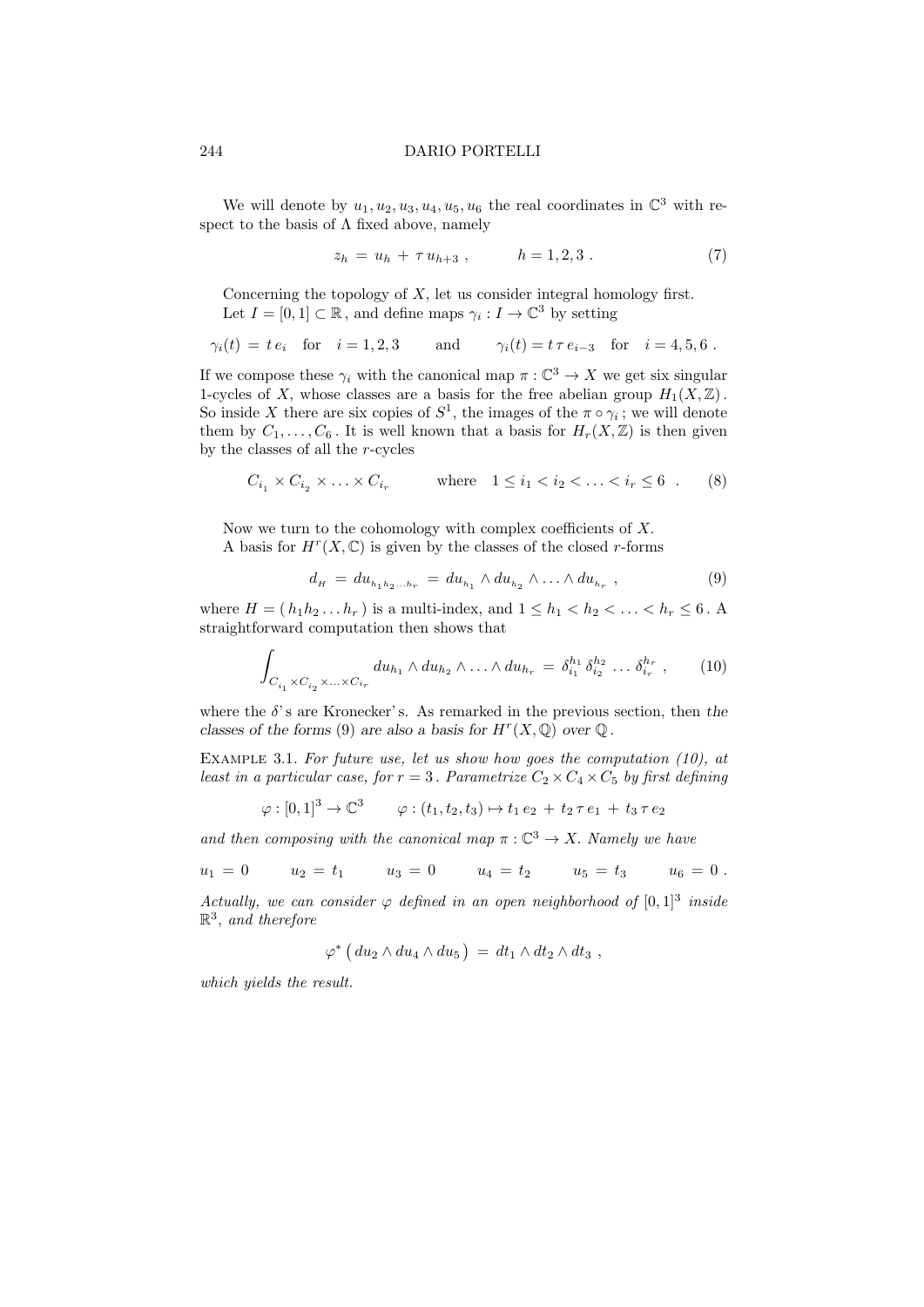We will denote by $u_1, u_2, u_3, u_4, u_5, u_6$ the real coordinates in $\mathbb{C}^3$ with respect to the basis of $\Lambda$ fixed above, namely

$$z_h \,=\, u_h \,+\, \tau\, u_{h+3} \;, \qquad\qquad h = 1, 2, 3 \;. \tag{7}$$

Concerning the topology of $X$, let us consider integral homology first.
Let $I = [0,1] \subset \mathbb{R}$, and define maps $\gamma_i : I \to \mathbb{C}^3$ by setting

$$\gamma_i(t) \,=\, t\, e_i \quad \text{for} \quad i = 1, 2, 3 \qquad \text{and} \qquad \gamma_i(t) = t\, \tau\, e_{i-3} \quad \text{for} \quad i = 4, 5, 6 \;.$$

If we compose these $\gamma_i$ with the canonical map $\pi : \mathbb{C}^3 \to X$ we get six singular 1-cycles of $X$, whose classes are a basis for the free abelian group $H_1(X, \mathbb{Z})$. So inside $X$ there are six copies of $S^1$, the images of the $\pi \circ \gamma_i$; we will denote them by $C_1, \ldots, C_6$. It is well known that a basis for $H_r(X, \mathbb{Z})$ is then given by the classes of all the $r$-cycles

$$C_{i_1} \times C_{i_2} \times \ldots \times C_{i_r} \qquad\quad \text{where} \quad 1 \leq i_1 < i_2 < \ldots < i_r \leq 6 \;\;. \tag{8}$$

Now we turn to the cohomology with complex coefficients of $X$.
A basis for $H^r(X, \mathbb{C})$ is given by the classes of the closed $r$-forms

$$d_H \,=\, du_{h_1 h_2 \ldots h_r} \,=\, du_{h_1} \wedge du_{h_2} \wedge \ldots \wedge du_{h_r} \;, \tag{9}$$

where $H = (\, h_1 h_2 \ldots h_r \,)$ is a multi-index, and $1 \leq h_1 < h_2 < \ldots < h_r \leq 6$. A straightforward computation then shows that

$$\int_{C_{i_1} \times C_{i_2} \times \ldots \times C_{i_r}} du_{h_1} \wedge du_{h_2} \wedge \ldots \wedge du_{h_r} \,=\, \delta^{h_1}_{i_1}\, \delta^{h_2}_{i_2} \,\ldots\, \delta^{h_r}_{i_r} \;, \tag{10}$$

where the $\delta$'s are Kronecker's. As remarked in the previous section, then *the classes of the forms* (9) *are also a basis for* $H^r(X, \mathbb{Q})$ *over* $\mathbb{Q}$.

Example 3.1. *For future use, let us show how goes the computation (10), at least in a particular case, for* $r = 3$. *Parametrize* $C_2 \times C_4 \times C_5$ *by first defining*

$$\varphi : [0,1]^3 \to \mathbb{C}^3 \qquad \varphi : (t_1, t_2, t_3) \mapsto t_1\, e_2 \,+\, t_2\, \tau\, e_1 \,+\, t_3\, \tau\, e_2$$

*and then composing with the canonical map* $\pi : \mathbb{C}^3 \to X$. *Namely we have*

$$u_1 \,=\, 0 \qquad u_2 \,=\, t_1 \qquad u_3 \,=\, 0 \qquad u_4 \,=\, t_2 \qquad u_5 \,=\, t_3 \qquad u_6 \,=\, 0 \;.$$

*Actually, we can consider* $\varphi$ *defined in an open neighborhood of* $[0,1]^3$ *inside* $\mathbb{R}^3$, *and therefore*

$$\varphi^* \left( du_2 \wedge du_4 \wedge du_5 \right) \,=\, dt_1 \wedge dt_2 \wedge dt_3 \;,$$

*which yields the result.*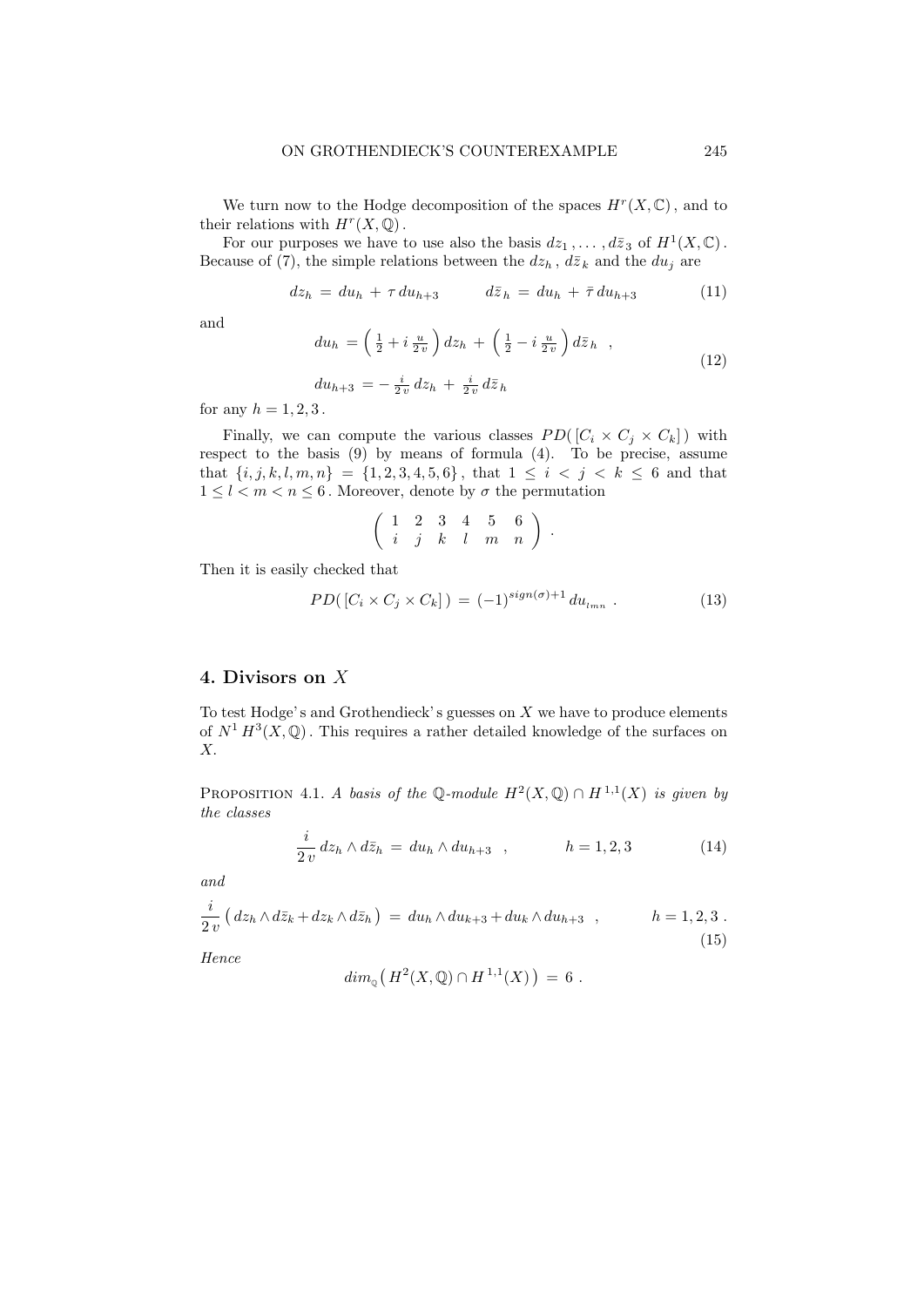We turn now to the Hodge decomposition of the spaces $H^r(X, \mathbb{C})$, and to their relations with $H^r(X, \mathbb{Q})$.

For our purposes we have to use also the basis $dz_1, \ldots, d\bar{z}_3$ of $H^1(X, \mathbb{C})$. Because of (7), the simple relations between the $dz_h$, $d\bar{z}_k$ and the $du_j$ are

$$dz_h = du_h + \tau \, du_{h+3} \qquad d\bar{z}_h = du_h + \bar{\tau} \, du_{h+3} \tag{11}$$

and

$$\begin{aligned} du_h &= \left( \tfrac{1}{2} + i \, \tfrac{u}{2v} \right) dz_h + \left( \tfrac{1}{2} - i \, \tfrac{u}{2v} \right) d\bar{z}_h \ , \\ du_{h+3} &= - \tfrac{i}{2v} \, dz_h + \tfrac{i}{2v} \, d\bar{z}_h \end{aligned} \tag{12}$$

for any $h = 1, 2, 3$.

Finally, we can compute the various classes $PD([C_i \times C_j \times C_k])$ with respect to the basis (9) by means of formula (4). To be precise, assume that $\{i, j, k, l, m, n\} = \{1, 2, 3, 4, 5, 6\}$, that $1 \leq i < j < k \leq 6$ and that $1 \leq l < m < n \leq 6$. Moreover, denote by $\sigma$ the permutation

$$\begin{pmatrix} 1 & 2 & 3 & 4 & 5 & 6 \\ i & j & k & l & m & n \end{pmatrix} .$$

Then it is easily checked that

$$PD([C_i \times C_j \times C_k]) = (-1)^{sign(\sigma)+1} \, du_{lmn} \ . \tag{13}$$

## 4. Divisors on $X$

To test Hodge's and Grothendieck's guesses on $X$ we have to produce elements of $N^1 H^3(X, \mathbb{Q})$. This requires a rather detailed knowledge of the surfaces on $X$.

Proposition 4.1. *A basis of the $\mathbb{Q}$-module $H^2(X, \mathbb{Q}) \cap H^{1,1}(X)$ is given by the classes*

$$\frac{i}{2v} \, dz_h \wedge d\bar{z}_h = du_h \wedge du_{h+3} \ , \qquad h = 1, 2, 3 \tag{14}$$

*and*

$$\frac{i}{2v} \left( dz_h \wedge d\bar{z}_k + dz_k \wedge d\bar{z}_h \right) = du_h \wedge du_{k+3} + du_k \wedge du_{h+3} \ , \qquad h = 1, 2, 3 \ . \tag{15}$$

*Hence*

$$dim_{\mathbb{Q}} \left( H^2(X, \mathbb{Q}) \cap H^{1,1}(X) \right) = 6 \ .$$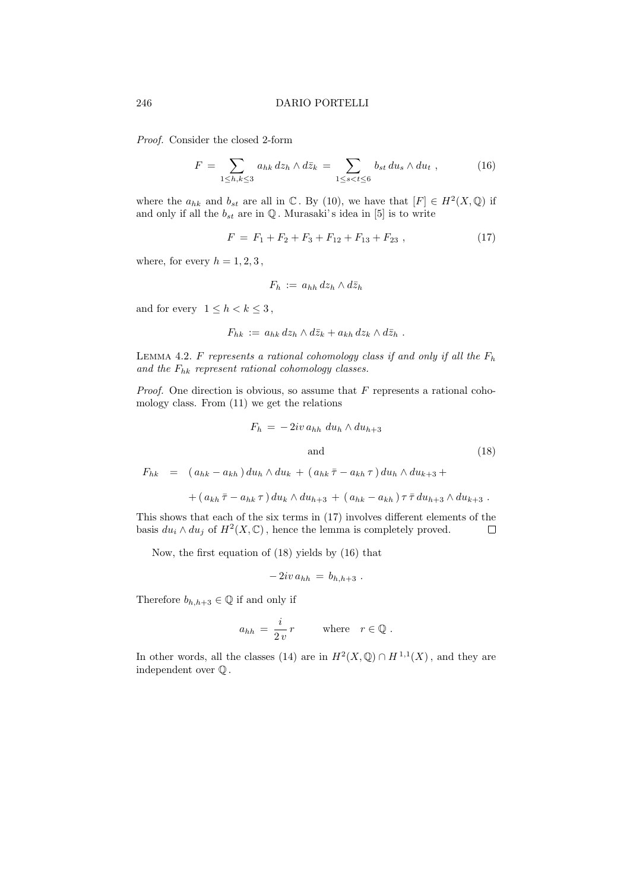*Proof.* Consider the closed 2-form

$$F = \sum_{1 \le h,k \le 3} a_{hk}\, dz_h \wedge d\bar{z}_k = \sum_{1 \le s < t \le 6} b_{st}\, du_s \wedge du_t \ , \tag{16}$$

where the $a_{hk}$ and $b_{st}$ are all in $\mathbb{C}$. By (10), we have that $[F] \in H^2(X, \mathbb{Q})$ if and only if all the $b_{st}$ are in $\mathbb{Q}$. Murasaki's idea in [5] is to write

$$F = F_1 + F_2 + F_3 + F_{12} + F_{13} + F_{23} \ , \tag{17}$$

where, for every $h = 1, 2, 3$,

$$F_h := a_{hh}\, dz_h \wedge d\bar{z}_h$$

and for every $1 \le h < k \le 3$,

$$F_{hk} := a_{hk}\, dz_h \wedge d\bar{z}_k + a_{kh}\, dz_k \wedge d\bar{z}_h \ .$$

Lemma 4.2. *$F$ represents a rational cohomology class if and only if all the $F_h$ and the $F_{hk}$ represent rational cohomology classes.*

*Proof.* One direction is obvious, so assume that $F$ represents a rational cohomology class. From (11) we get the relations

$$F_h = -2iv\, a_{hh}\ du_h \wedge du_{h+3}$$

$$\text{and} \tag{18}$$

$$\begin{aligned} F_{hk} \ = \ & (a_{hk} - a_{kh})\, du_h \wedge du_k + (a_{hk}\,\bar{\tau} - a_{kh}\,\tau)\, du_h \wedge du_{k+3} + \\ & + (a_{kh}\,\bar{\tau} - a_{hk}\,\tau)\, du_k \wedge du_{h+3} + (a_{hk} - a_{kh})\,\tau\,\bar{\tau}\, du_{h+3} \wedge du_{k+3} \ . \end{aligned}$$

This shows that each of the six terms in (17) involves different elements of the basis $du_i \wedge du_j$ of $H^2(X, \mathbb{C})$, hence the lemma is completely proved. $\square$

Now, the first equation of (18) yields by (16) that

$$-2iv\, a_{hh} = b_{h,h+3} \ .$$

Therefore $b_{h,h+3} \in \mathbb{Q}$ if and only if

$$a_{hh} = \frac{i}{2v}\, r \qquad \text{where} \quad r \in \mathbb{Q} \ .$$

In other words, all the classes (14) are in $H^2(X, \mathbb{Q}) \cap H^{1,1}(X)$, and they are independent over $\mathbb{Q}$.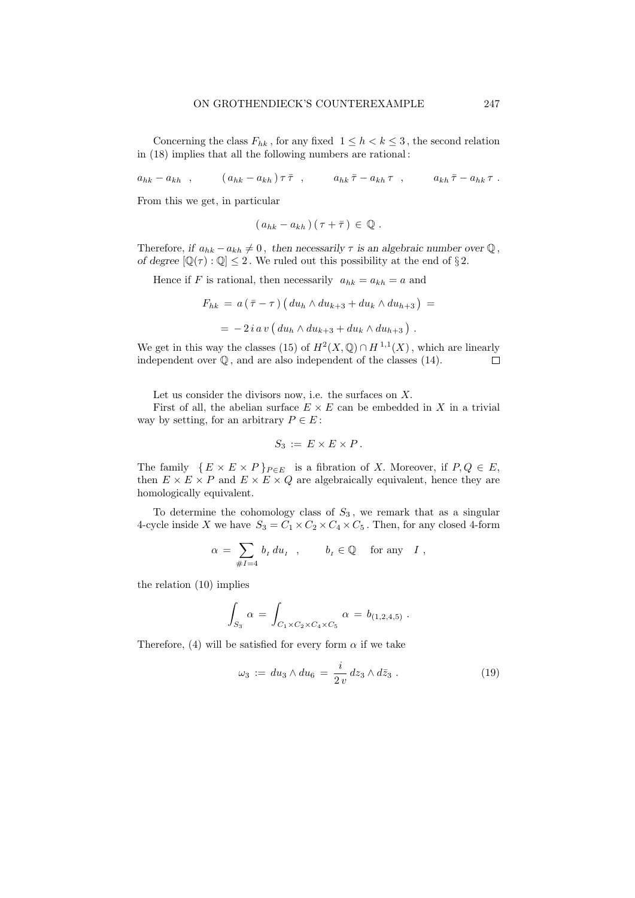Concerning the class $F_{hk}$, for any fixed $1 \leq h < k \leq 3$, the second relation in (18) implies that all the following numbers are rational:

$$a_{hk} - a_{kh} \quad , \qquad (\, a_{hk} - a_{kh}\,)\, \tau\, \bar{\tau} \quad , \qquad a_{hk}\, \bar{\tau} - a_{kh}\, \tau \quad , \qquad a_{kh}\, \bar{\tau} - a_{hk}\, \tau \; .$$

From this we get, in particular

$$(\, a_{hk} - a_{kh}\,)\,(\, \tau + \bar{\tau}\,) \, \in \, \mathbb{Q} \; .$$

Therefore, *if $a_{hk} - a_{kh} \neq 0$, then necessarily $\tau$ is an algebraic number over $\mathbb{Q}$, of degree $[\mathbb{Q}(\tau) : \mathbb{Q}] \leq 2$.* We ruled out this possibility at the end of § 2.

Hence if $F$ is rational, then necessarily $a_{hk} = a_{kh} = a$ and

$$F_{hk} \, = \, a\,(\, \bar{\tau} - \tau\,)\,\big(\, du_h \wedge du_{k+3} + du_k \wedge du_{h+3}\,\big) \, =$$

$$= \, -\,2\, i\, a\, v\,\big(\, du_h \wedge du_{k+3} + du_k \wedge du_{h+3}\,\big) \; .$$

We get in this way the classes (15) of $H^2(X, \mathbb{Q}) \cap H^{1,1}(X)$, which are linearly independent over $\mathbb{Q}$, and are also independent of the classes (14). ☐

Let us consider the divisors now, i.e. the surfaces on $X$.

First of all, the abelian surface $E \times E$ can be embedded in $X$ in a trivial way by setting, for an arbitrary $P \in E$:

$$S_3 \, := \, E \times E \times P \, .$$

The family $\{\, E \times E \times P\,\}_{P \in E}$ is a fibration of $X$. Moreover, if $P, Q \in E$, then $E \times E \times P$ and $E \times E \times Q$ are algebraically equivalent, hence they are homologically equivalent.

To determine the cohomology class of $S_3$, we remark that as a singular 4-cycle inside $X$ we have $S_3 = C_1 \times C_2 \times C_4 \times C_5$. Then, for any closed 4-form

$$\alpha \, = \, \sum_{\# I = 4} b_{_I}\, du_{_I} \quad , \qquad b_{_I} \in \mathbb{Q} \quad \text{for any} \quad I \; ,$$

the relation (10) implies

$$\int_{S_3} \alpha \, = \, \int_{C_1 \times C_2 \times C_4 \times C_5} \alpha \, = \, b_{(1,2,4,5)} \; .$$

Therefore, (4) will be satisfied for every form $\alpha$ if we take

$$\omega_3 \, := \, du_3 \wedge du_6 \, = \, \frac{i}{2\, v}\, dz_3 \wedge d\bar{z}_3 \; . \tag{19}$$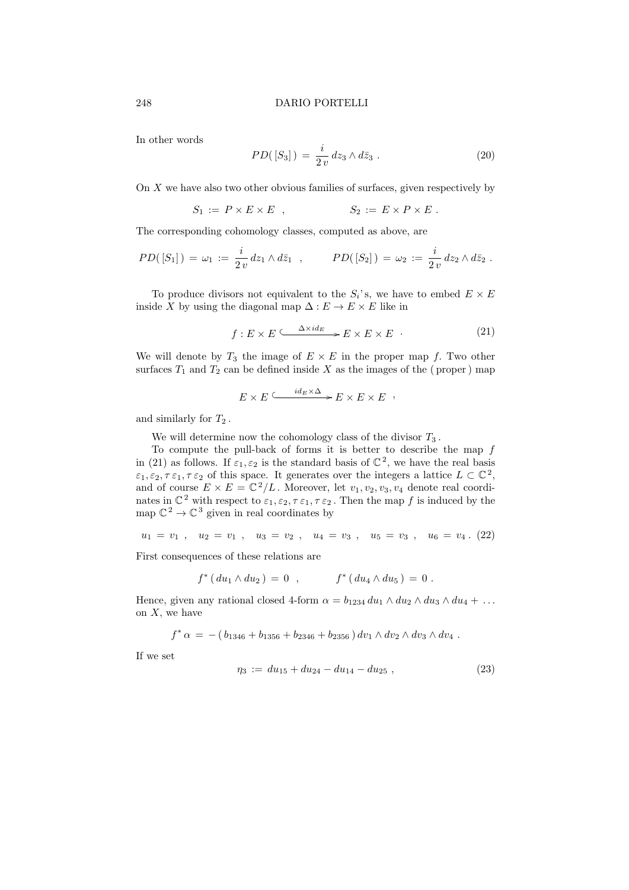In other words

$$PD(\,[S_3]\,) \;=\; \frac{i}{2\,v}\,dz_3 \wedge d\bar{z}_3 \;. \tag{20}$$

On $X$ we have also two other obvious families of surfaces, given respectively by

$$S_1 \;:=\; P \times E \times E \quad , \qquad\qquad S_2 \;:=\; E \times P \times E \;.$$

The corresponding cohomology classes, computed as above, are

$$PD(\,[S_1]\,) \;=\; \omega_1 \;:=\; \frac{i}{2\,v}\,dz_1 \wedge d\bar{z}_1 \quad , \qquad PD(\,[S_2]\,) \;=\; \omega_2 \;:=\; \frac{i}{2\,v}\,dz_2 \wedge d\bar{z}_2 \;.$$

To produce divisors not equivalent to the $S_i$'s, we have to embed $E \times E$ inside $X$ by using the diagonal map $\Delta : E \to E \times E$ like in

$$f : E \times E \xhookrightarrow{\;\Delta \times id_E\;} E \times E \times E \quad \cdot \tag{21}$$

We will denote by $T_3$ the image of $E \times E$ in the proper map $f$. Two other surfaces $T_1$ and $T_2$ can be defined inside $X$ as the images of the ( proper ) map

$$E \times E \xhookrightarrow{\;id_E \times \Delta\;} E \times E \times E \quad ,$$

and similarly for $T_2$ .

We will determine now the cohomology class of the divisor $T_3$ .

To compute the pull-back of forms it is better to describe the map $f$ in (21) as follows. If $\varepsilon_1, \varepsilon_2$ is the standard basis of $\mathbb{C}^2$, we have the real basis $\varepsilon_1, \varepsilon_2, \tau\,\varepsilon_1, \tau\,\varepsilon_2$ of this space. It generates over the integers a lattice $L \subset \mathbb{C}^2$, and of course $E \times E = \mathbb{C}^2/L$ . Moreover, let $v_1, v_2, v_3, v_4$ denote real coordinates in $\mathbb{C}^2$ with respect to $\varepsilon_1, \varepsilon_2, \tau\,\varepsilon_1, \tau\,\varepsilon_2$ . Then the map $f$ is induced by the map $\mathbb{C}^2 \to \mathbb{C}^3$ given in real coordinates by

$$u_1 \,=\, v_1 \;, \quad u_2 \,=\, v_1 \;, \quad u_3 \,=\, v_2 \;, \quad u_4 \,=\, v_3 \;, \quad u_5 \,=\, v_3 \;, \quad u_6 \,=\, v_4 \;. \tag{22}$$

First consequences of these relations are

$$f^*\,(\,du_1 \wedge du_2\,) \;=\; 0 \quad , \qquad\qquad f^*\,(\,du_4 \wedge du_5\,) \;=\; 0 \;.$$

Hence, given any rational closed 4-form $\alpha = b_{1234}\,du_1 \wedge du_2 \wedge du_3 \wedge du_4 + \ldots$ on $X$, we have

$$f^*\,\alpha \;=\; -\,(\,b_{1346} + b_{1356} + b_{2346} + b_{2356}\,)\,dv_1 \wedge dv_2 \wedge dv_3 \wedge dv_4 \;.$$

If we set

$$\eta_3 \;:=\; du_{15} + du_{24} - du_{14} - du_{25} \;, \tag{23}$$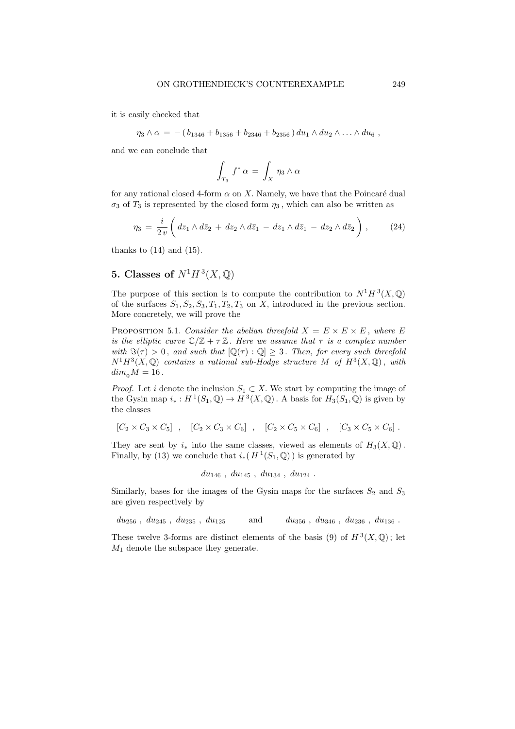it is easily checked that

$$\eta_3 \wedge \alpha \,=\, -\,(\,b_{1346} + b_{1356} + b_{2346} + b_{2356}\,)\, du_1 \wedge du_2 \wedge \ldots \wedge du_6\ ,$$

and we can conclude that

$$\int_{T_3} f^*\,\alpha \,=\, \int_X \eta_3 \wedge \alpha$$

for any rational closed 4-form $\alpha$ on $X$. Namely, we have that the Poincaré dual $\sigma_3$ of $T_3$ is represented by the closed form $\eta_3$, which can also be written as

$$\eta_3 \,=\, \frac{i}{2\,v} \left(\, dz_1 \wedge d\bar{z}_2 \,+\, dz_2 \wedge d\bar{z}_1 \,-\, dz_1 \wedge d\bar{z}_1 \,-\, dz_2 \wedge d\bar{z}_2 \right)\,, \tag{24}$$

thanks to (14) and (15).

## 5. Classes of $N^1H^3(X,\mathbb{Q})$

The purpose of this section is to compute the contribution to $N^1H^3(X,\mathbb{Q})$ of the surfaces $S_1, S_2, S_3, T_1, T_2, T_3$ on $X$, introduced in the previous section. More concretely, we will prove the

Proposition 5.1. *Consider the abelian threefold $X = E \times E \times E$, where $E$ is the elliptic curve $\mathbb{C}/\mathbb{Z} + \tau\,\mathbb{Z}$. Here we assume that $\tau$ is a complex number with $\Im(\tau) > 0$, and such that $[\mathbb{Q}(\tau) : \mathbb{Q}] \geq 3$. Then, for every such threefold $N^1H^3(X,\mathbb{Q})$ contains a rational sub-Hodge structure $M$ of $H^3(X,\mathbb{Q})$, with $dim_{\mathbb{Q}} M = 16$.*

*Proof.* Let $i$ denote the inclusion $S_1 \subset X$. We start by computing the image of the Gysin map $i_* : H^1(S_1,\mathbb{Q}) \to H^3(X,\mathbb{Q})$. A basis for $H_3(S_1,\mathbb{Q})$ is given by the classes

$$[C_2 \times C_3 \times C_5] \ \ ,\quad [C_2 \times C_3 \times C_6] \ \ ,\quad [C_2 \times C_5 \times C_6] \ \ ,\quad [C_3 \times C_5 \times C_6]\ .$$

They are sent by $i_*$ into the same classes, viewed as elements of $H_3(X,\mathbb{Q})$. Finally, by (13) we conclude that $i_*(\,H^1(S_1,\mathbb{Q})\,)$ is generated by

$$du_{146}\ ,\ du_{145}\ ,\ du_{134}\ ,\ du_{124}\ .$$

Similarly, bases for the images of the Gysin maps for the surfaces $S_2$ and $S_3$ are given respectively by

$$du_{256}\ ,\ du_{245}\ ,\ du_{235}\ ,\ du_{125} \qquad \text{and} \qquad du_{356}\ ,\ du_{346}\ ,\ du_{236}\ ,\ du_{136}\ .$$

These twelve 3-forms are distinct elements of the basis (9) of $H^3(X,\mathbb{Q})$; let $M_1$ denote the subspace they generate.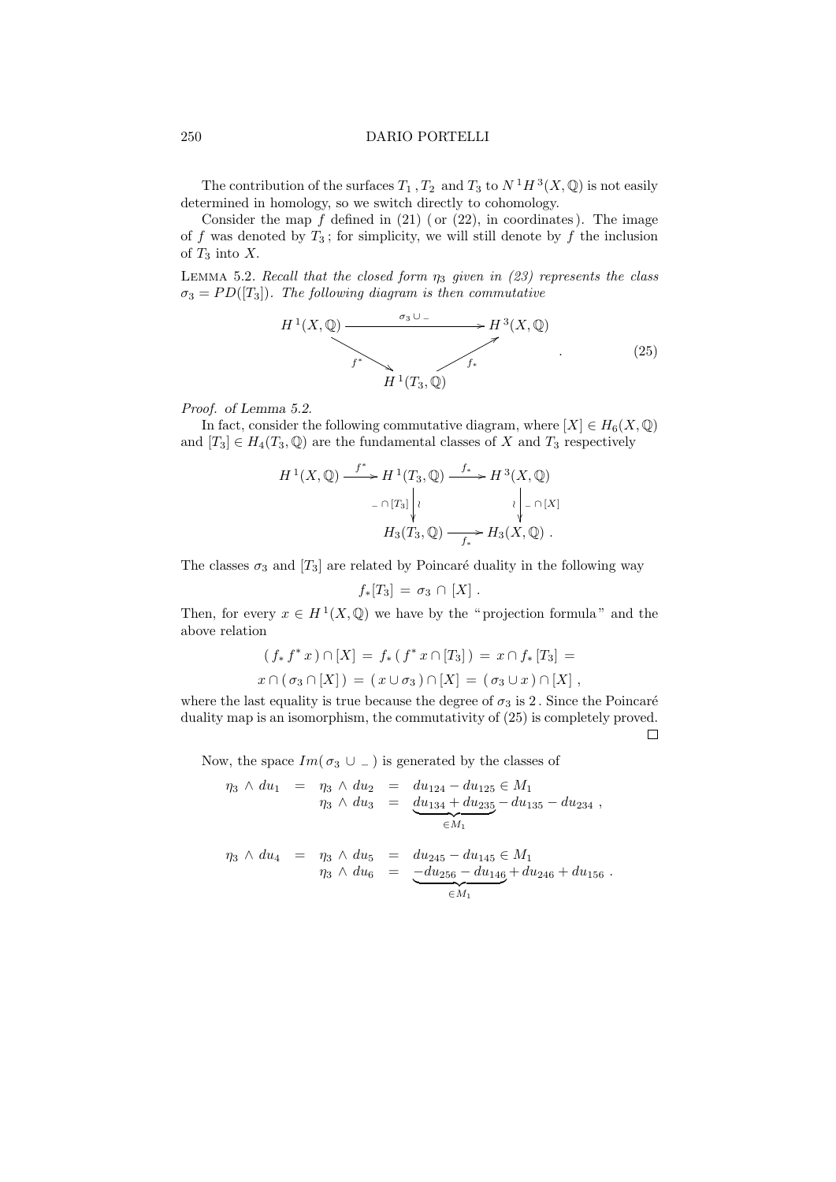The contribution of the surfaces $T_1$, $T_2$ and $T_3$ to $N^1H^3(X,\mathbb{Q})$ is not easily determined in homology, so we switch directly to cohomology.

Consider the map $f$ defined in (21) ( or (22), in coordinates ). The image of $f$ was denoted by $T_3$; for simplicity, we will still denote by $f$ the inclusion of $T_3$ into $X$.

Lemma 5.2. *Recall that the closed form $\eta_3$ given in (23) represents the class $\sigma_3 = PD([T_3])$. The following diagram is then commutative*

$$\begin{array}{ccc} H^1(X,\mathbb{Q}) & \xrightarrow{\quad \sigma_3 \cup \_ \quad} & H^3(X,\mathbb{Q}) \\ & \searrow^{f^*} \quad \nearrow_{f_*} & \\ & H^1(T_3,\mathbb{Q}) & \end{array} \qquad . \tag{25}$$

*Proof.* of Lemma 5.2.

In fact, consider the following commutative diagram, where $[X] \in H_6(X,\mathbb{Q})$ and $[T_3] \in H_4(T_3,\mathbb{Q})$ are the fundamental classes of $X$ and $T_3$ respectively

$$\begin{array}{ccccc} H^1(X,\mathbb{Q}) & \xrightarrow{f^*} & H^1(T_3,\mathbb{Q}) & \xrightarrow{f_*} & H^3(X,\mathbb{Q}) \\ & & {\scriptstyle \_\cap[T_3]} \big\downarrow \wr & & \wr \big\downarrow {\scriptstyle \_\cap[X]} \\ & & H_3(T_3,\mathbb{Q}) & \xrightarrow[f_*]{} & H_3(X,\mathbb{Q}) \ . \end{array}$$

The classes $\sigma_3$ and $[T_3]$ are related by Poincaré duality in the following way

$$f_*[T_3] = \sigma_3 \cap [X] \ .$$

Then, for every $x \in H^1(X,\mathbb{Q})$ we have by the "projection formula" and the above relation

$$\begin{aligned} (f_* f^* x) \cap [X] &= f_*(f^* x \cap [T_3]) = x \cap f_*[T_3] = \\ x \cap (\sigma_3 \cap [X]) &= (x \cup \sigma_3) \cap [X] = (\sigma_3 \cup x) \cap [X] \ , \end{aligned}$$

where the last equality is true because the degree of $\sigma_3$ is 2. Since the Poincaré duality map is an isomorphism, the commutativity of (25) is completely proved. $\square$

Now, the space $Im(\sigma_3 \cup \_)$ is generated by the classes of

$$\begin{aligned} \eta_3 \wedge du_1 \;=\; \eta_3 \wedge du_2 &= du_{124} - du_{125} \in M_1 \\ \eta_3 \wedge du_3 &= \underbrace{du_{134} + du_{235}}_{\in M_1} - du_{135} - du_{234} \ , \end{aligned}$$

$$\begin{aligned} \eta_3 \wedge du_4 \;=\; \eta_3 \wedge du_5 &= du_{245} - du_{145} \in M_1 \\ \eta_3 \wedge du_6 &= \underbrace{-du_{256} - du_{146}}_{\in M_1} + du_{246} + du_{156} \ . \end{aligned}$$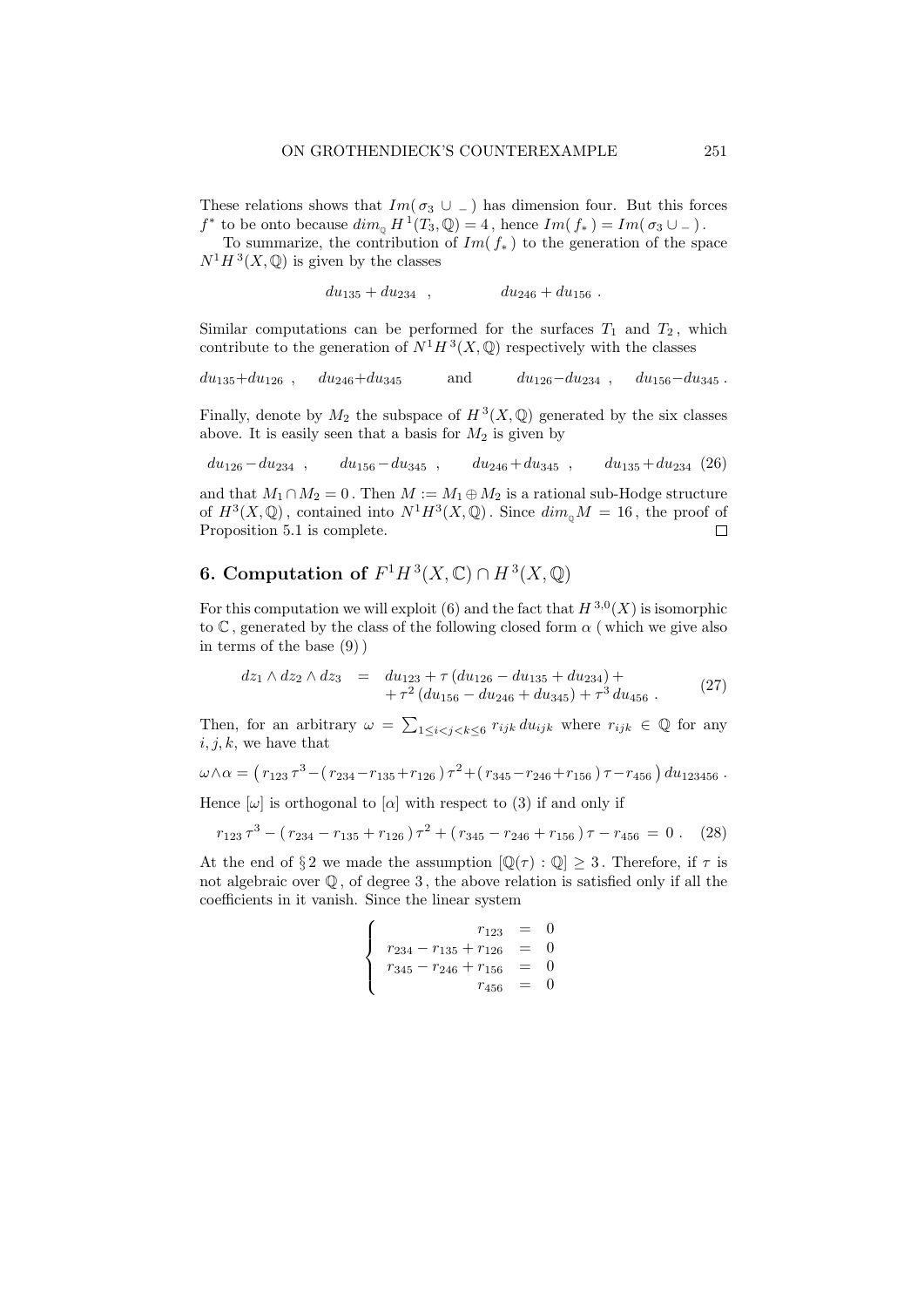These relations shows that $Im(\sigma_3 \cup \_)$ has dimension four. But this forces $f^*$ to be onto because $dim_{\mathbb{Q}} H^1(T_3, \mathbb{Q}) = 4$, hence $Im(f_*) = Im(\sigma_3 \cup \_)$.

To summarize, the contribution of $Im(f_*)$ to the generation of the space $N^1 H^3(X, \mathbb{Q})$ is given by the classes

$$du_{135} + du_{234} \ , \qquad\qquad du_{246} + du_{156} \ .$$

Similar computations can be performed for the surfaces $T_1$ and $T_2$, which contribute to the generation of $N^1 H^3(X, \mathbb{Q})$ respectively with the classes

$$du_{135} + du_{126} \ , \quad du_{246} + du_{345} \qquad \text{and} \qquad du_{126} - du_{234} \ , \quad du_{156} - du_{345} \ .$$

Finally, denote by $M_2$ the subspace of $H^3(X, \mathbb{Q})$ generated by the six classes above. It is easily seen that a basis for $M_2$ is given by

$$du_{126} - du_{234} \ , \qquad du_{156} - du_{345} \ , \qquad du_{246} + du_{345} \ , \qquad du_{135} + du_{234} \quad (26)$$

and that $M_1 \cap M_2 = 0$. Then $M := M_1 \oplus M_2$ is a rational sub-Hodge structure of $H^3(X, \mathbb{Q})$, contained into $N^1 H^3(X, \mathbb{Q})$. Since $dim_{\mathbb{Q}} M = 16$, the proof of Proposition 5.1 is complete. □

## 6. Computation of $F^1 H^3(X, \mathbb{C}) \cap H^3(X, \mathbb{Q})$

For this computation we will exploit (6) and the fact that $H^{3,0}(X)$ is isomorphic to $\mathbb{C}$, generated by the class of the following closed form $\alpha$ ( which we give also in terms of the base (9) )

$$\begin{aligned} dz_1 \wedge dz_2 \wedge dz_3 \ &= \ du_{123} + \tau \, (du_{126} - du_{135} + du_{234}) + \\ &+ \tau^2 \, (du_{156} - du_{246} + du_{345}) + \tau^3 \, du_{456} \ . \end{aligned} \quad (27)$$

Then, for an arbitrary $\omega = \sum_{1 \le i < j < k \le 6} r_{ijk} \, du_{ijk}$ where $r_{ijk} \in \mathbb{Q}$ for any $i, j, k$, we have that

$$\omega \wedge \alpha = \big( r_{123} \, \tau^3 - (r_{234} - r_{135} + r_{126}) \, \tau^2 + (r_{345} - r_{246} + r_{156}) \, \tau - r_{456} \big) \, du_{123456} \ .$$

Hence $[\omega]$ is orthogonal to $[\alpha]$ with respect to (3) if and only if

$$r_{123} \, \tau^3 - (r_{234} - r_{135} + r_{126}) \, \tau^2 + (r_{345} - r_{246} + r_{156}) \, \tau - r_{456} \ = \ 0 \ . \quad (28)$$

At the end of § 2 we made the assumption $[\mathbb{Q}(\tau) : \mathbb{Q}] \ge 3$. Therefore, if $\tau$ is not algebraic over $\mathbb{Q}$, of degree 3, the above relation is satisfied only if all the coefficients in it vanish. Since the linear system

$$\begin{cases} r_{123} \ = \ 0 \\ r_{234} - r_{135} + r_{126} \ = \ 0 \\ r_{345} - r_{246} + r_{156} \ = \ 0 \\ r_{456} \ = \ 0 \end{cases}$$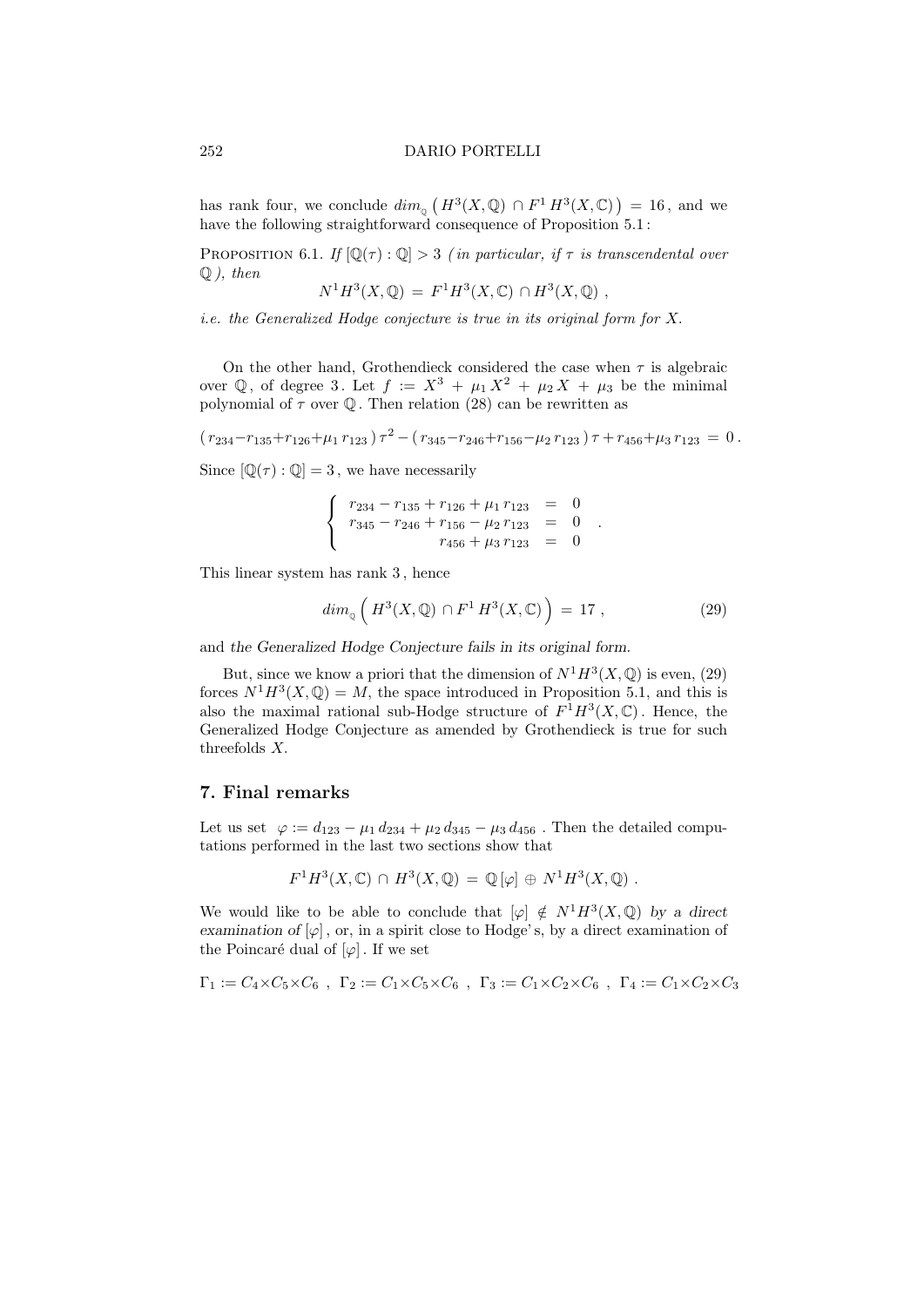has rank four, we conclude $dim_{\mathbb{Q}}\left(H^3(X,\mathbb{Q}) \cap F^1 H^3(X,\mathbb{C})\right) = 16$, and we have the following straightforward consequence of Proposition 5.1:

Proposition 6.1. *If $[\mathbb{Q}(\tau):\mathbb{Q}] > 3$ (in particular, if $\tau$ is transcendental over $\mathbb{Q}$), then*

$$N^1H^3(X,\mathbb{Q}) = F^1H^3(X,\mathbb{C}) \cap H^3(X,\mathbb{Q}) ,$$

*i.e. the Generalized Hodge conjecture is true in its original form for X.*

On the other hand, Grothendieck considered the case when $\tau$ is algebraic over $\mathbb{Q}$, of degree 3. Let $f := X^3 + \mu_1 X^2 + \mu_2 X + \mu_3$ be the minimal polynomial of $\tau$ over $\mathbb{Q}$. Then relation (28) can be rewritten as

$$(r_{234}-r_{135}+r_{126}+\mu_1 r_{123})\,\tau^2 - (r_{345}-r_{246}+r_{156}-\mu_2 r_{123})\,\tau + r_{456}+\mu_3 r_{123} = 0 .$$

Since $[\mathbb{Q}(\tau):\mathbb{Q}] = 3$, we have necessarily

$$\left\{ \begin{array}{rcl} r_{234} - r_{135} + r_{126} + \mu_1 r_{123} & = & 0 \\ r_{345} - r_{246} + r_{156} - \mu_2 r_{123} & = & 0 \\ r_{456} + \mu_3 r_{123} & = & 0 \end{array} \right. .$$

This linear system has rank 3, hence

$$dim_{\mathbb{Q}}\Big( H^3(X,\mathbb{Q}) \cap F^1 H^3(X,\mathbb{C}) \Big) = 17 , \tag{29}$$

and *the Generalized Hodge Conjecture fails in its original form.*

But, since we know a priori that the dimension of $N^1H^3(X,\mathbb{Q})$ is even, (29) forces $N^1H^3(X,\mathbb{Q}) = M$, the space introduced in Proposition 5.1, and this is also the maximal rational sub-Hodge structure of $F^1H^3(X,\mathbb{C})$. Hence, the Generalized Hodge Conjecture as amended by Grothendieck is true for such threefolds $X$.

## 7. Final remarks

Let us set $\varphi := d_{123} - \mu_1 d_{234} + \mu_2 d_{345} - \mu_3 d_{456}$. Then the detailed computations performed in the last two sections show that

$$F^1H^3(X,\mathbb{C}) \cap H^3(X,\mathbb{Q}) = \mathbb{Q}\,[\varphi] \oplus N^1H^3(X,\mathbb{Q}) .$$

We would like to be able to conclude that $[\varphi] \notin N^1H^3(X,\mathbb{Q})$ *by a direct examination of* $[\varphi]$, or, in a spirit close to Hodge's, by a direct examination of the Poincaré dual of $[\varphi]$. If we set

$$\Gamma_1 := C_4 \times C_5 \times C_6 \ , \ \Gamma_2 := C_1 \times C_5 \times C_6 \ , \ \Gamma_3 := C_1 \times C_2 \times C_6 \ , \ \Gamma_4 := C_1 \times C_2 \times C_3$$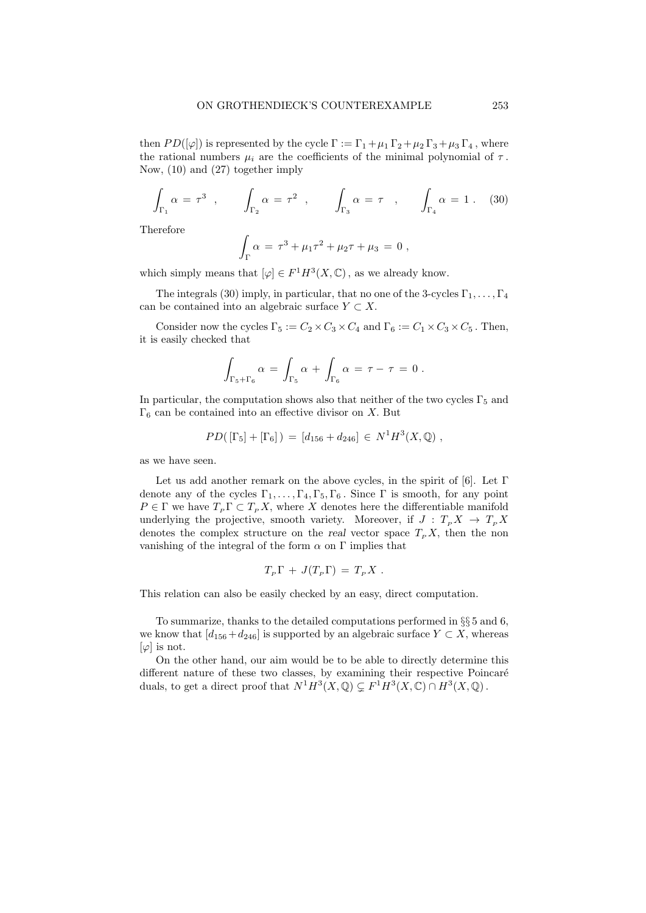then $PD([\varphi])$ is represented by the cycle $\Gamma := \Gamma_1 + \mu_1 \Gamma_2 + \mu_2 \Gamma_3 + \mu_3 \Gamma_4$, where the rational numbers $\mu_i$ are the coefficients of the minimal polynomial of $\tau$. Now, (10) and (27) together imply

$$\int_{\Gamma_1} \alpha \,=\, \tau^3 \quad , \qquad \int_{\Gamma_2} \alpha \,=\, \tau^2 \quad , \qquad \int_{\Gamma_3} \alpha \,=\, \tau \quad , \qquad \int_{\Gamma_4} \alpha \,=\, 1 \; . \tag{30}$$

Therefore

$$\int_{\Gamma} \alpha \,=\, \tau^3 + \mu_1 \tau^2 + \mu_2 \tau + \mu_3 \,=\, 0 \; ,$$

which simply means that $[\varphi] \in F^1 H^3(X, \mathbb{C})$, as we already know.

The integrals (30) imply, in particular, that no one of the 3-cycles $\Gamma_1, \ldots, \Gamma_4$ can be contained into an algebraic surface $Y \subset X$.

Consider now the cycles $\Gamma_5 := C_2 \times C_3 \times C_4$ and $\Gamma_6 := C_1 \times C_3 \times C_5$. Then, it is easily checked that

$$\int_{\Gamma_5 + \Gamma_6} \alpha \,=\, \int_{\Gamma_5} \alpha \,+\, \int_{\Gamma_6} \alpha \,=\, \tau - \tau \,=\, 0 \; .$$

In particular, the computation shows also that neither of the two cycles $\Gamma_5$ and $\Gamma_6$ can be contained into an effective divisor on $X$. But

$$PD(\,[\Gamma_5] + [\Gamma_6]\,) \,=\, [d_{156} + d_{246}] \,\in\, N^1 H^3(X, \mathbb{Q}) \; ,$$

as we have seen.

Let us add another remark on the above cycles, in the spirit of [6]. Let $\Gamma$ denote any of the cycles $\Gamma_1, \ldots, \Gamma_4, \Gamma_5, \Gamma_6$. Since $\Gamma$ is smooth, for any point $P \in \Gamma$ we have $T_P \Gamma \subset T_P X$, where $X$ denotes here the differentiable manifold underlying the projective, smooth variety. Moreover, if $J : T_P X \to T_P X$ denotes the complex structure on the *real* vector space $T_P X$, then the non vanishing of the integral of the form $\alpha$ on $\Gamma$ implies that

$$T_P \Gamma \,+\, J(T_P \Gamma) \,=\, T_P X \; .$$

This relation can also be easily checked by an easy, direct computation.

To summarize, thanks to the detailed computations performed in §§ 5 and 6, we know that $[d_{156} + d_{246}]$ is supported by an algebraic surface $Y \subset X$, whereas $[\varphi]$ is not.

On the other hand, our aim would be to be able to directly determine this different nature of these two classes, by examining their respective Poincaré duals, to get a direct proof that $N^1 H^3(X, \mathbb{Q}) \subsetneq F^1 H^3(X, \mathbb{C}) \cap H^3(X, \mathbb{Q})$.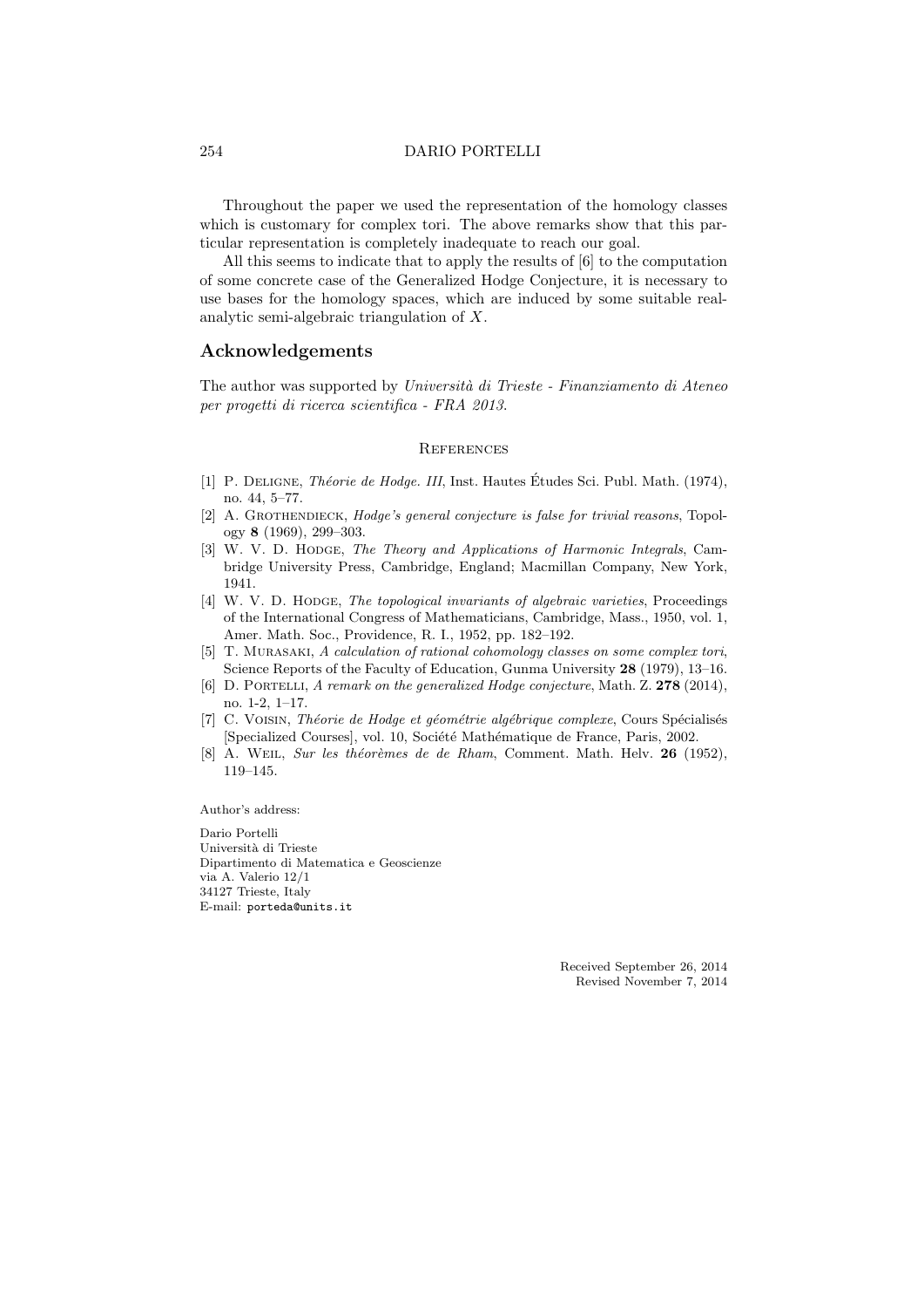Throughout the paper we used the representation of the homology classes which is customary for complex tori. The above remarks show that this particular representation is completely inadequate to reach our goal.

All this seems to indicate that to apply the results of [6] to the computation of some concrete case of the Generalized Hodge Conjecture, it is necessary to use bases for the homology spaces, which are induced by some suitable real-analytic semi-algebraic triangulation of $X$.

## Acknowledgements

The author was supported by *Università di Trieste - Finanziamento di Ateneo per progetti di ricerca scientifica - FRA 2013*.

### References

[1] P. Deligne, *Théorie de Hodge. III*, Inst. Hautes Études Sci. Publ. Math. (1974), no. 44, 5–77.

[2] A. Grothendieck, *Hodge's general conjecture is false for trivial reasons*, Topology **8** (1969), 299–303.

[3] W. V. D. Hodge, *The Theory and Applications of Harmonic Integrals*, Cambridge University Press, Cambridge, England; Macmillan Company, New York, 1941.

[4] W. V. D. Hodge, *The topological invariants of algebraic varieties*, Proceedings of the International Congress of Mathematicians, Cambridge, Mass., 1950, vol. 1, Amer. Math. Soc., Providence, R. I., 1952, pp. 182–192.

[5] T. Murasaki, *A calculation of rational cohomology classes on some complex tori*, Science Reports of the Faculty of Education, Gunma University **28** (1979), 13–16.

[6] D. Portelli, *A remark on the generalized Hodge conjecture*, Math. Z. **278** (2014), no. 1-2, 1–17.

[7] C. Voisin, *Théorie de Hodge et géométrie algébrique complexe*, Cours Spécialisés [Specialized Courses], vol. 10, Société Mathématique de France, Paris, 2002.

[8] A. Weil, *Sur les théorèmes de de Rham*, Comment. Math. Helv. **26** (1952), 119–145.

Author's address:

Dario Portelli
Università di Trieste
Dipartimento di Matematica e Geoscienze
via A. Valerio 12/1
34127 Trieste, Italy
E-mail: porteda@units.it

Received September 26, 2014
Revised November 7, 2014